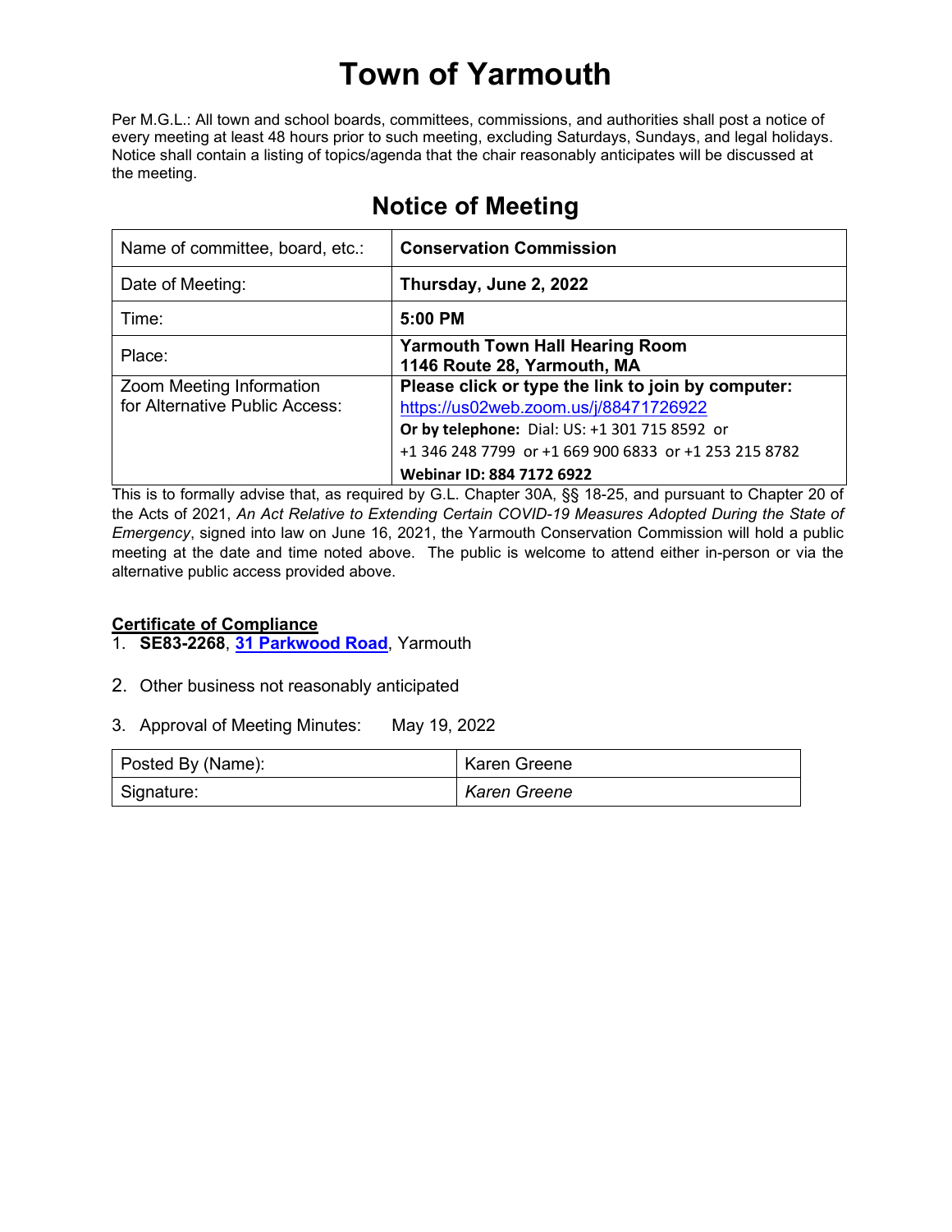# Town of Yarmouth

Per M.G.L.: All town and school boards, committees, commissions, and authorities shall post a notice of every meeting at least 48 hours prior to such meeting, excluding Saturdays, Sundays, and legal holidays. Notice shall contain a listing of topics/agenda that the chair reasonably anticipates will be discussed at the meeting.

## Notice of Meeting

| Name of committee, board, etc.: | **Conservation Commission** |
|---|---|
| Date of Meeting: | **Thursday, June 2, 2022** |
| Time: | **5:00 PM** |
| Place: | **Yarmouth Town Hall Hearing Room**<br>**1146 Route 28, Yarmouth, MA** |
| Zoom Meeting Information for Alternative Public Access: | **Please click or type the link to join by computer:**<br>https://us02web.zoom.us/j/88471726922<br>**Or by telephone:** Dial: US: +1 301 715 8592 or<br>+1 346 248 7799 or +1 669 900 6833 or +1 253 215 8782<br>**Webinar ID: 884 7172 6922** |

This is to formally advise that, as required by G.L. Chapter 30A, §§ 18-25, and pursuant to Chapter 20 of the Acts of 2021, *An Act Relative to Extending Certain COVID-19 Measures Adopted During the State of Emergency*, signed into law on June 16, 2021, the Yarmouth Conservation Commission will hold a public meeting at the date and time noted above. The public is welcome to attend either in-person or via the alternative public access provided above.

**Certificate of Compliance**

1. **SE83-2268**, **31 Parkwood Road**, Yarmouth

2. Other business not reasonably anticipated

3. Approval of Meeting Minutes: May 19, 2022

| Posted By (Name): | Karen Greene |
|---|---|
| Signature: | *Karen Greene* |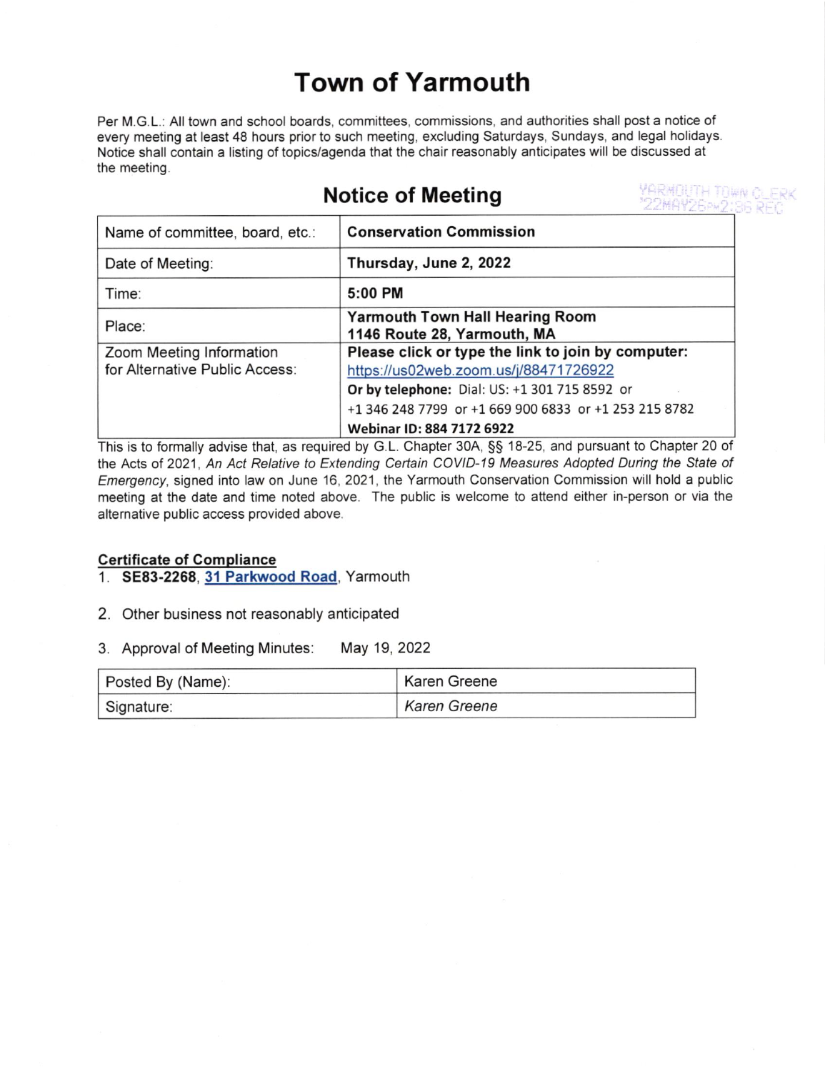# Town of Yarmouth

Per M.G.L.: All town and school boards, committees, commissions, and authorities shall post a notice of every meeting at least 48 hours prior to such meeting, excluding Saturdays, Sundays, and legal holidays. Notice shall contain a listing of topics/agenda that the chair reasonably anticipates will be discussed at the meeting.

## Notice of Meeting

YARMOUTH TOWN CLERK '22MAY26PM2:36 REC

| | |
|---|---|
| Name of committee, board, etc.: | **Conservation Commission** |
| Date of Meeting: | **Thursday, June 2, 2022** |
| Time: | **5:00 PM** |
| Place: | **Yarmouth Town Hall Hearing Room**<br>**1146 Route 28, Yarmouth, MA** |
| Zoom Meeting Information for Alternative Public Access: | **Please click or type the link to join by computer:**<br>https://us02web.zoom.us/j/88471726922<br>**Or by telephone:** Dial: US: +1 301 715 8592 or<br>+1 346 248 7799 or +1 669 900 6833 or +1 253 215 8782<br>**Webinar ID: 884 7172 6922** |

This is to formally advise that, as required by G.L. Chapter 30A, §§ 18-25, and pursuant to Chapter 20 of the Acts of 2021, *An Act Relative to Extending Certain COVID-19 Measures Adopted During the State of Emergency*, signed into law on June 16, 2021, the Yarmouth Conservation Commission will hold a public meeting at the date and time noted above. The public is welcome to attend either in-person or via the alternative public access provided above.

**Certificate of Compliance**

1. **SE83-2268**, **31 Parkwood Road**, Yarmouth
2. Other business not reasonably anticipated
3. Approval of Meeting Minutes: May 19, 2022

| | |
|---|---|
| Posted By (Name): | Karen Greene |
| Signature: | *Karen Greene* |